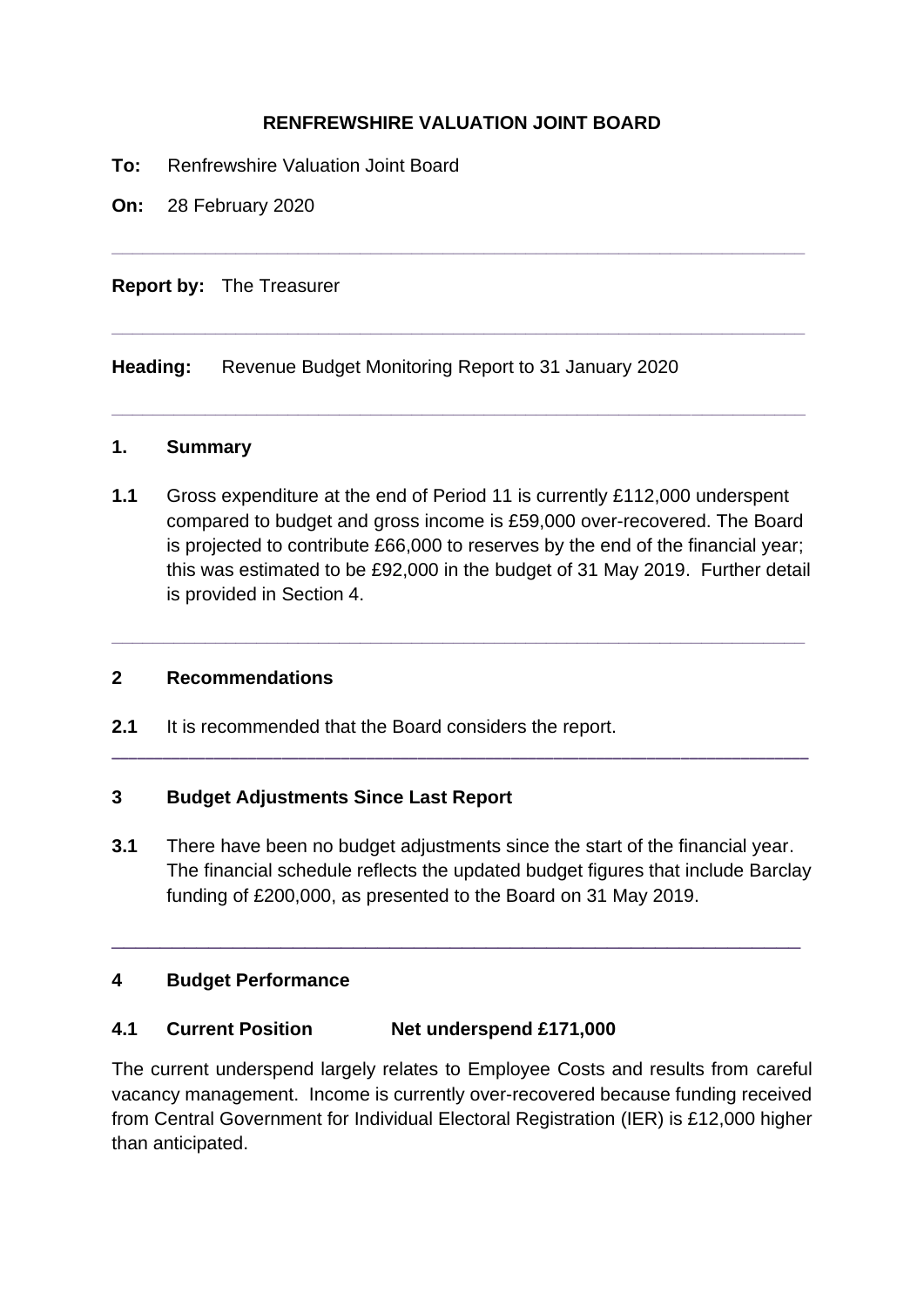**RENFREWSHIRE VALUATION JOINT BOARD**

**To:** Renfrewshire Valuation Joint Board

**On:** 28 February 2020

---

**Report by:** The Treasurer

---

**Heading:** Revenue Budget Monitoring Report to 31 January 2020

---

## 1. Summary

**1.1** Gross expenditure at the end of Period 11 is currently £112,000 underspent compared to budget and gross income is £59,000 over-recovered. The Board is projected to contribute £66,000 to reserves by the end of the financial year; this was estimated to be £92,000 in the budget of 31 May 2019. Further detail is provided in Section 4.

---

## 2 Recommendations

**2.1** It is recommended that the Board considers the report.

---

## 3 Budget Adjustments Since Last Report

**3.1** There have been no budget adjustments since the start of the financial year. The financial schedule reflects the updated budget figures that include Barclay funding of £200,000, as presented to the Board on 31 May 2019.

---

## 4 Budget Performance

### 4.1 Current Position Net underspend £171,000

The current underspend largely relates to Employee Costs and results from careful vacancy management. Income is currently over-recovered because funding received from Central Government for Individual Electoral Registration (IER) is £12,000 higher than anticipated.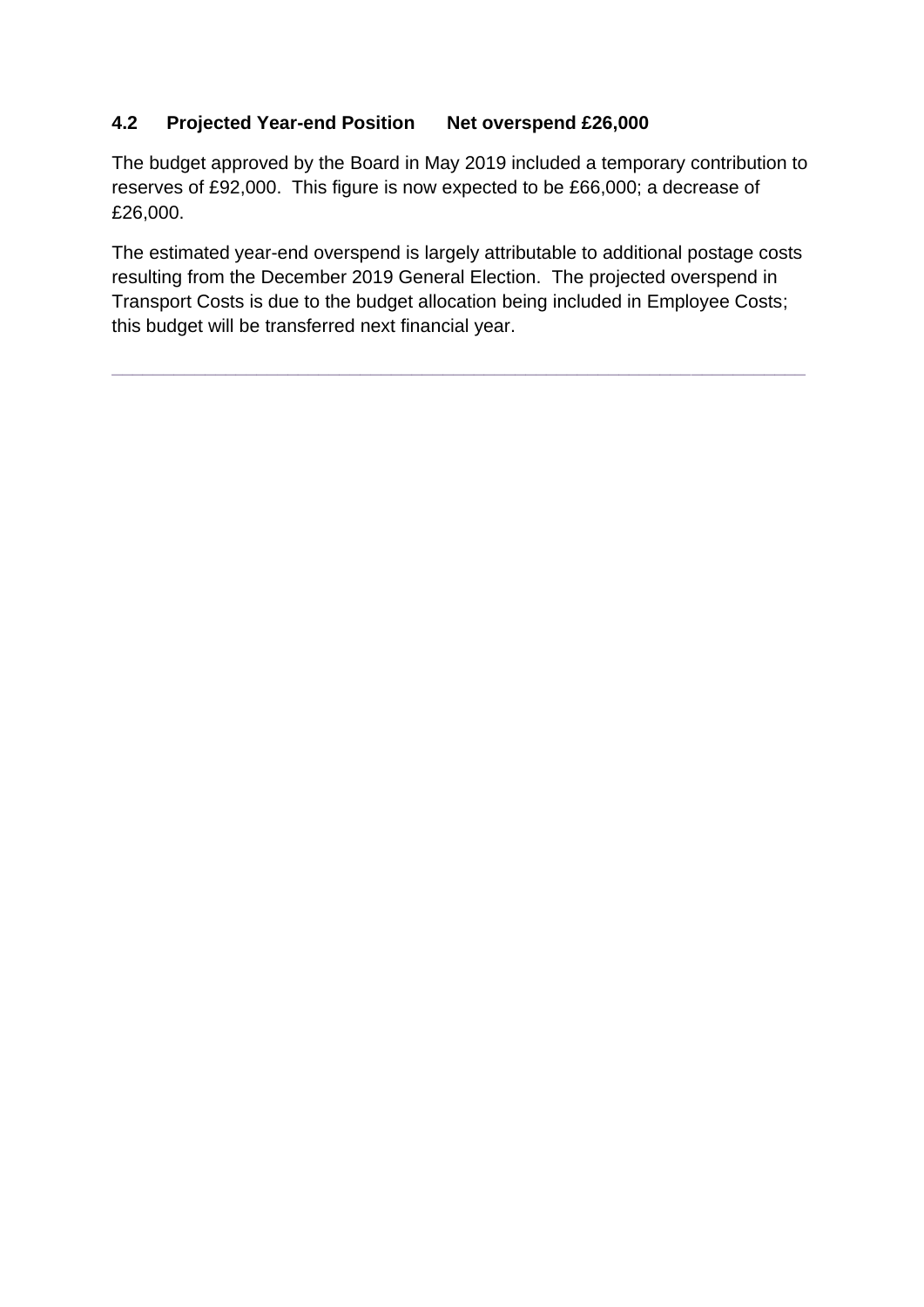### 4.2 Projected Year-end Position Net overspend £26,000

The budget approved by the Board in May 2019 included a temporary contribution to reserves of £92,000. This figure is now expected to be £66,000; a decrease of £26,000.

The estimated year-end overspend is largely attributable to additional postage costs resulting from the December 2019 General Election. The projected overspend in Transport Costs is due to the budget allocation being included in Employee Costs; this budget will be transferred next financial year.

---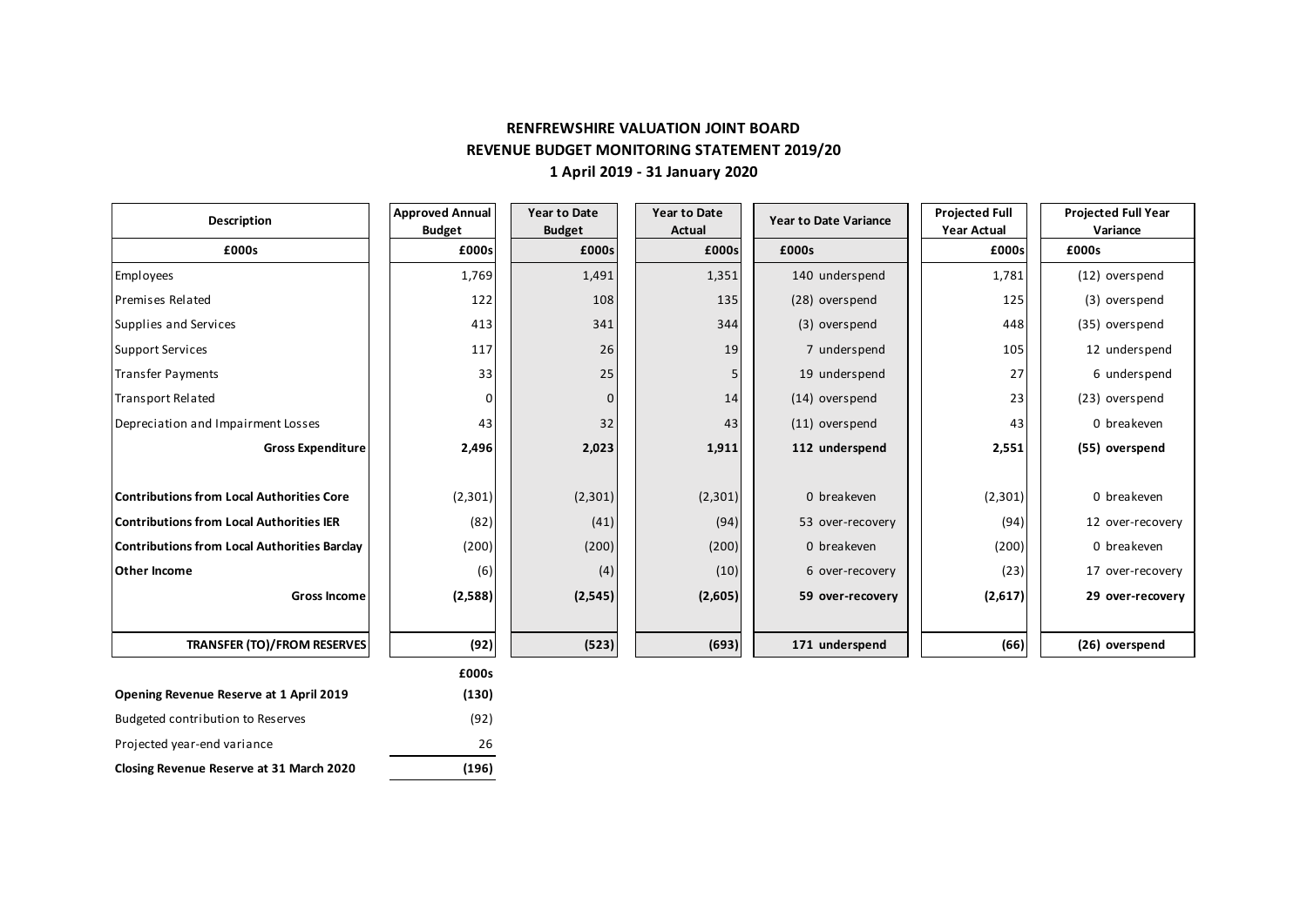**RENFREWSHIRE VALUATION JOINT BOARD**
**REVENUE BUDGET MONITORING STATEMENT 2019/20**
**1 April 2019 - 31 January 2020**

| Description | Approved Annual Budget | Year to Date Budget | Year to Date Actual | Year to Date Variance | Projected Full Year Actual | Projected Full Year Variance |
|---|---|---|---|---|---|---|
| **£000s** | **£000s** | **£000s** | **£000s** | **£000s** | **£000s** | **£000s** |
| Employees | 1,769 | 1,491 | 1,351 | 140 underspend | 1,781 | (12) overspend |
| Premises Related | 122 | 108 | 135 | (28) overspend | 125 | (3) overspend |
| Supplies and Services | 413 | 341 | 344 | (3) overspend | 448 | (35) overspend |
| Support Services | 117 | 26 | 19 | 7 underspend | 105 | 12 underspend |
| Transfer Payments | 33 | 25 | 5 | 19 underspend | 27 | 6 underspend |
| Transport Related | 0 | 0 | 14 | (14) overspend | 23 | (23) overspend |
| Depreciation and Impairment Losses | 43 | 32 | 43 | (11) overspend | 43 | 0 breakeven |
| **Gross Expenditure** | **2,496** | **2,023** | **1,911** | **112 underspend** | **2,551** | **(55) overspend** |
| | | | | | | |
| **Contributions from Local Authorities Core** | (2,301) | (2,301) | (2,301) | 0 breakeven | (2,301) | 0 breakeven |
| **Contributions from Local Authorities IER** | (82) | (41) | (94) | 53 over-recovery | (94) | 12 over-recovery |
| **Contributions from Local Authorities Barclay** | (200) | (200) | (200) | 0 breakeven | (200) | 0 breakeven |
| **Other Income** | (6) | (4) | (10) | 6 over-recovery | (23) | 17 over-recovery |
| **Gross Income** | **(2,588)** | **(2,545)** | **(2,605)** | **59 over-recovery** | **(2,617)** | **29 over-recovery** |
| | | | | | | |
| **TRANSFER (TO)/FROM RESERVES** | **(92)** | **(523)** | **(693)** | **171 underspend** | **(66)** | **(26) overspend** |

| | £000s |
|---|---|
| **Opening Revenue Reserve at 1 April 2019** | **(130)** |
| Budgeted contribution to Reserves | (92) |
| Projected year-end variance | 26 |
| **Closing Revenue Reserve at 31 March 2020** | **(196)** |